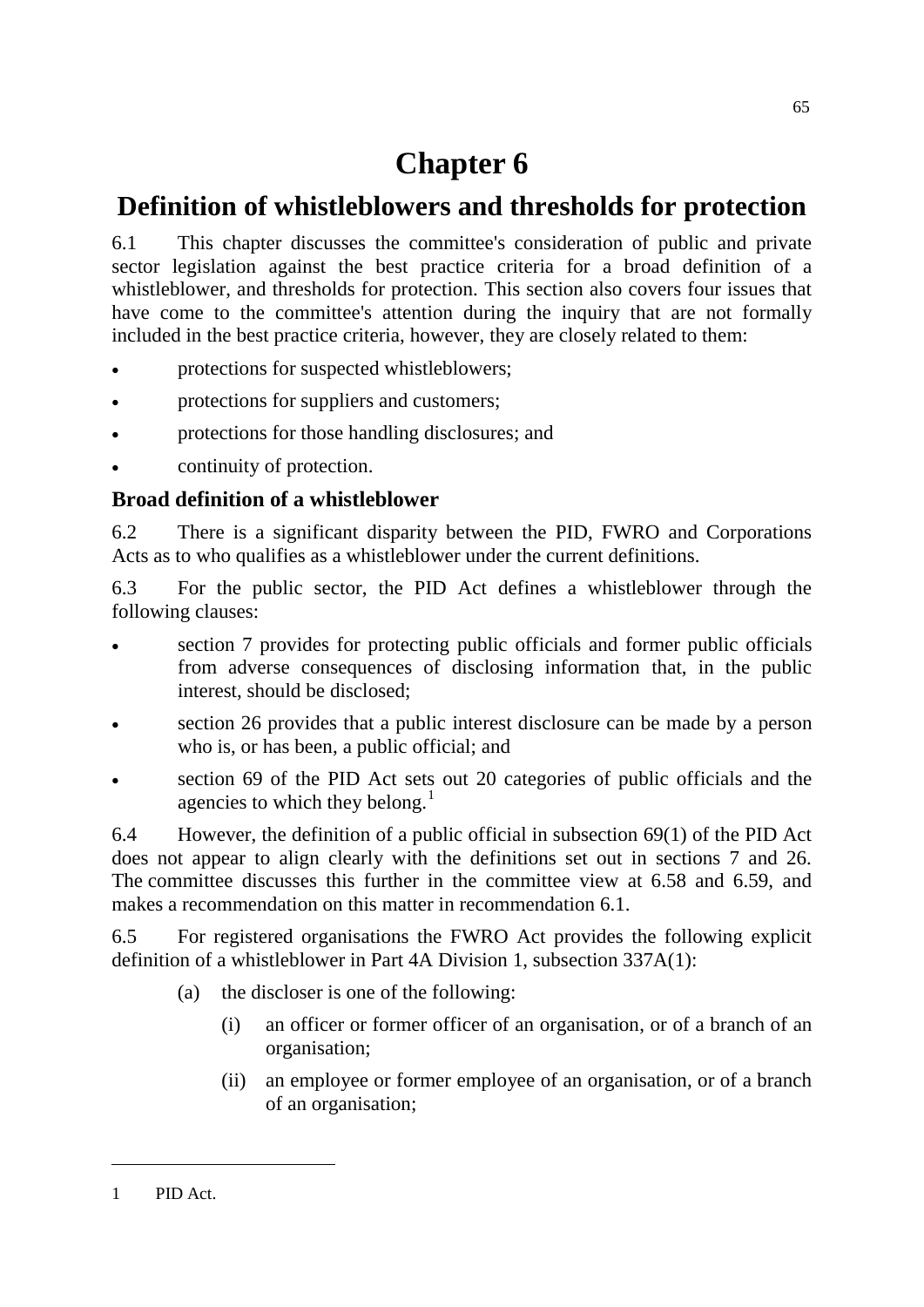# Chapter 6

## Definition of whistleblowers and thresholds for protection

6.1 This chapter discusses the committee's consideration of public and private sector legislation against the best practice criteria for a broad definition of a whistleblower, and thresholds for protection. This section also covers four issues that have come to the committee's attention during the inquiry that are not formally included in the best practice criteria, however, they are closely related to them:

- protections for suspected whistleblowers;
- protections for suppliers and customers;
- protections for those handling disclosures; and
- continuity of protection.

### Broad definition of a whistleblower

6.2 There is a significant disparity between the PID, FWRO and Corporations Acts as to who qualifies as a whistleblower under the current definitions.

6.3 For the public sector, the PID Act defines a whistleblower through the following clauses:

- section 7 provides for protecting public officials and former public officials from adverse consequences of disclosing information that, in the public interest, should be disclosed;
- section 26 provides that a public interest disclosure can be made by a person who is, or has been, a public official; and
- section 69 of the PID Act sets out 20 categories of public officials and the agencies to which they belong.[1]

6.4 However, the definition of a public official in subsection 69(1) of the PID Act does not appear to align clearly with the definitions set out in sections 7 and 26. The committee discusses this further in the committee view at 6.58 and 6.59, and makes a recommendation on this matter in recommendation 6.1.

6.5 For registered organisations the FWRO Act provides the following explicit definition of a whistleblower in Part 4A Division 1, subsection 337A(1):

> (a) the discloser is one of the following:
>
> > (i) an officer or former officer of an organisation, or of a branch of an organisation;
> >
> > (ii) an employee or former employee of an organisation, or of a branch of an organisation;

---

1 PID Act.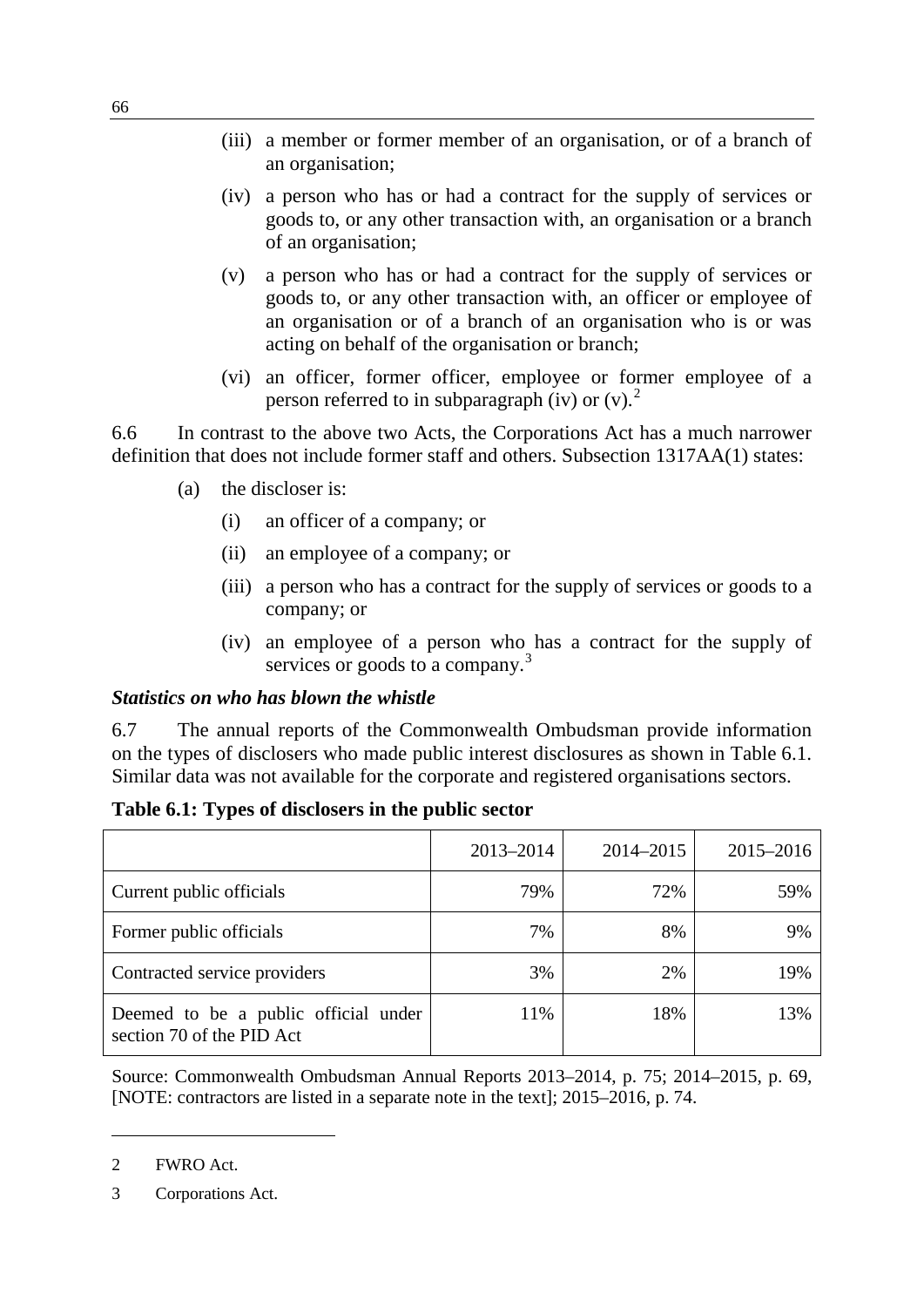(iii) a member or former member of an organisation, or of a branch of an organisation;

(iv) a person who has or had a contract for the supply of services or goods to, or any other transaction with, an organisation or a branch of an organisation;

(v) a person who has or had a contract for the supply of services or goods to, or any other transaction with, an officer or employee of an organisation or of a branch of an organisation who is or was acting on behalf of the organisation or branch;

(vi) an officer, former officer, employee or former employee of a person referred to in subparagraph (iv) or (v).[2]

6.6 In contrast to the above two Acts, the Corporations Act has a much narrower definition that does not include former staff and others. Subsection 1317AA(1) states:

(a) the discloser is:

(i) an officer of a company; or

(ii) an employee of a company; or

(iii) a person who has a contract for the supply of services or goods to a company; or

(iv) an employee of a person who has a contract for the supply of services or goods to a company.[3]

### *Statistics on who has blown the whistle*

6.7 The annual reports of the Commonwealth Ombudsman provide information on the types of disclosers who made public interest disclosures as shown in Table 6.1. Similar data was not available for the corporate and registered organisations sectors.

**Table 6.1: Types of disclosers in the public sector**

| | 2013–2014 | 2014–2015 | 2015–2016 |
|---|---|---|---|
| Current public officials | 79% | 72% | 59% |
| Former public officials | 7% | 8% | 9% |
| Contracted service providers | 3% | 2% | 19% |
| Deemed to be a public official under section 70 of the PID Act | 11% | 18% | 13% |

Source: Commonwealth Ombudsman Annual Reports 2013–2014, p. 75; 2014–2015, p. 69, [NOTE: contractors are listed in a separate note in the text]; 2015–2016, p. 74.

2 FWRO Act.

3 Corporations Act.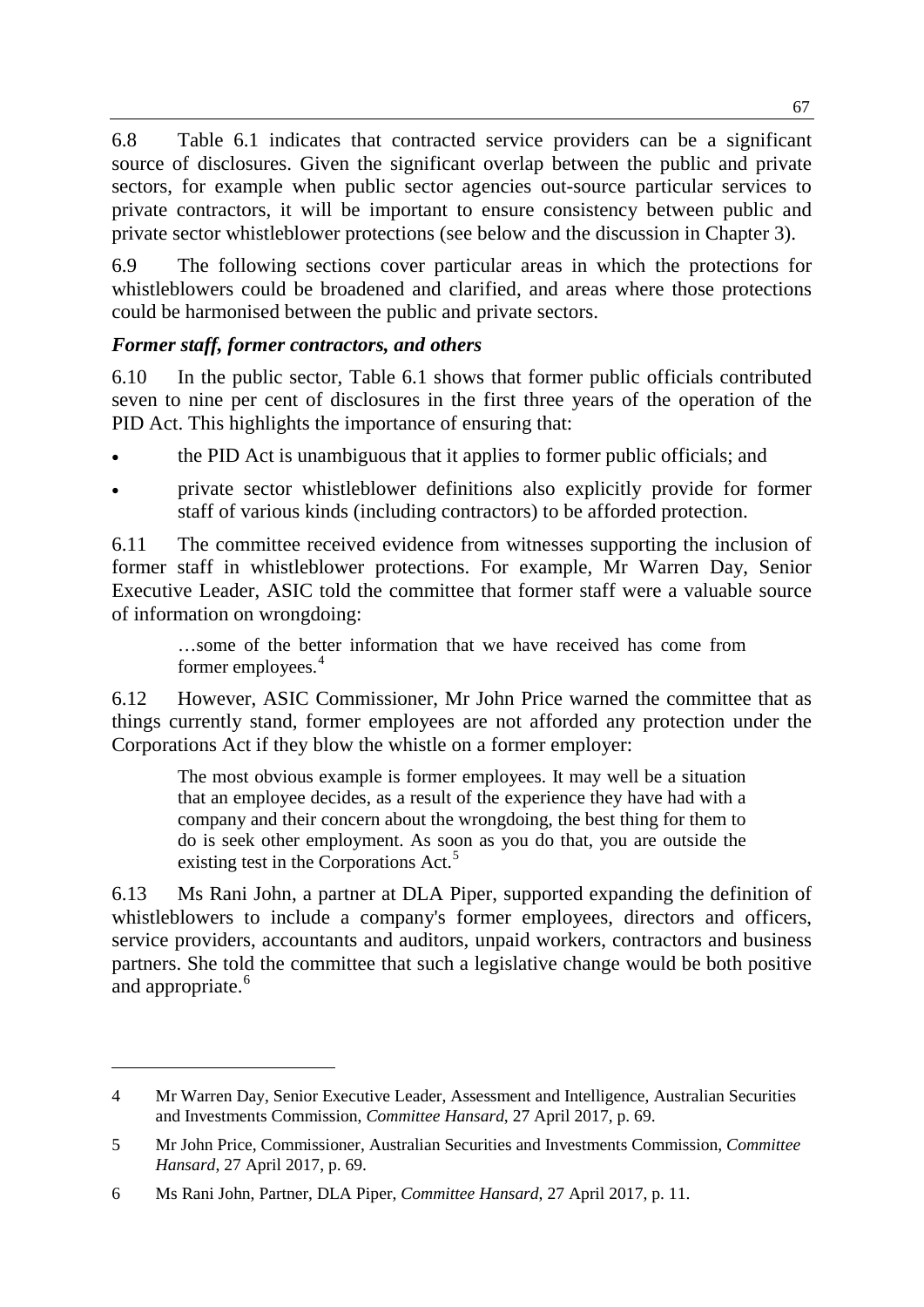6.8 Table 6.1 indicates that contracted service providers can be a significant source of disclosures. Given the significant overlap between the public and private sectors, for example when public sector agencies out-source particular services to private contractors, it will be important to ensure consistency between public and private sector whistleblower protections (see below and the discussion in Chapter 3).

6.9 The following sections cover particular areas in which the protections for whistleblowers could be broadened and clarified, and areas where those protections could be harmonised between the public and private sectors.

### *Former staff, former contractors, and others*

6.10 In the public sector, Table 6.1 shows that former public officials contributed seven to nine per cent of disclosures in the first three years of the operation of the PID Act. This highlights the importance of ensuring that:

- the PID Act is unambiguous that it applies to former public officials; and
- private sector whistleblower definitions also explicitly provide for former staff of various kinds (including contractors) to be afforded protection.

6.11 The committee received evidence from witnesses supporting the inclusion of former staff in whistleblower protections. For example, Mr Warren Day, Senior Executive Leader, ASIC told the committee that former staff were a valuable source of information on wrongdoing:

> …some of the better information that we have received has come from former employees.[4]

6.12 However, ASIC Commissioner, Mr John Price warned the committee that as things currently stand, former employees are not afforded any protection under the Corporations Act if they blow the whistle on a former employer:

> The most obvious example is former employees. It may well be a situation that an employee decides, as a result of the experience they have had with a company and their concern about the wrongdoing, the best thing for them to do is seek other employment. As soon as you do that, you are outside the existing test in the Corporations Act.[5]

6.13 Ms Rani John, a partner at DLA Piper, supported expanding the definition of whistleblowers to include a company's former employees, directors and officers, service providers, accountants and auditors, unpaid workers, contractors and business partners. She told the committee that such a legislative change would be both positive and appropriate.[6]

---

4 Mr Warren Day, Senior Executive Leader, Assessment and Intelligence, Australian Securities and Investments Commission, *Committee Hansard*, 27 April 2017, p. 69.

5 Mr John Price, Commissioner, Australian Securities and Investments Commission, *Committee Hansard*, 27 April 2017, p. 69.

6 Ms Rani John, Partner, DLA Piper, *Committee Hansard*, 27 April 2017, p. 11.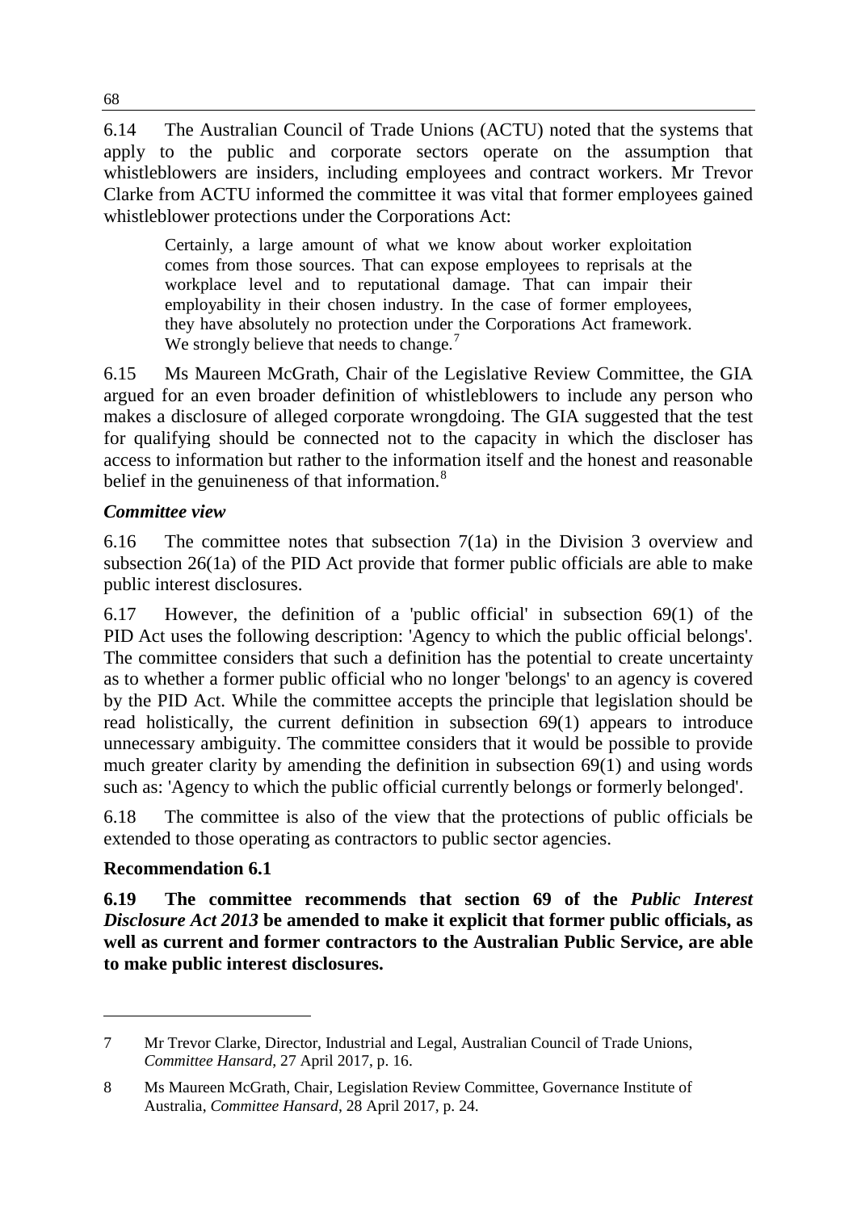6.14 The Australian Council of Trade Unions (ACTU) noted that the systems that apply to the public and corporate sectors operate on the assumption that whistleblowers are insiders, including employees and contract workers. Mr Trevor Clarke from ACTU informed the committee it was vital that former employees gained whistleblower protections under the Corporations Act:

> Certainly, a large amount of what we know about worker exploitation comes from those sources. That can expose employees to reprisals at the workplace level and to reputational damage. That can impair their employability in their chosen industry. In the case of former employees, they have absolutely no protection under the Corporations Act framework. We strongly believe that needs to change.[7]

6.15 Ms Maureen McGrath, Chair of the Legislative Review Committee, the GIA argued for an even broader definition of whistleblowers to include any person who makes a disclosure of alleged corporate wrongdoing. The GIA suggested that the test for qualifying should be connected not to the capacity in which the discloser has access to information but rather to the information itself and the honest and reasonable belief in the genuineness of that information.[8]

### *Committee view*

6.16 The committee notes that subsection 7(1a) in the Division 3 overview and subsection 26(1a) of the PID Act provide that former public officials are able to make public interest disclosures.

6.17 However, the definition of a 'public official' in subsection 69(1) of the PID Act uses the following description: 'Agency to which the public official belongs'. The committee considers that such a definition has the potential to create uncertainty as to whether a former public official who no longer 'belongs' to an agency is covered by the PID Act. While the committee accepts the principle that legislation should be read holistically, the current definition in subsection 69(1) appears to introduce unnecessary ambiguity. The committee considers that it would be possible to provide much greater clarity by amending the definition in subsection 69(1) and using words such as: 'Agency to which the public official currently belongs or formerly belonged'.

6.18 The committee is also of the view that the protections of public officials be extended to those operating as contractors to public sector agencies.

### Recommendation 6.1

**6.19 The committee recommends that section 69 of the *Public Interest Disclosure Act 2013* be amended to make it explicit that former public officials, as well as current and former contractors to the Australian Public Service, are able to make public interest disclosures.**

---

7 Mr Trevor Clarke, Director, Industrial and Legal, Australian Council of Trade Unions, *Committee Hansard*, 27 April 2017, p. 16.

8 Ms Maureen McGrath, Chair, Legislation Review Committee, Governance Institute of Australia, *Committee Hansard*, 28 April 2017, p. 24.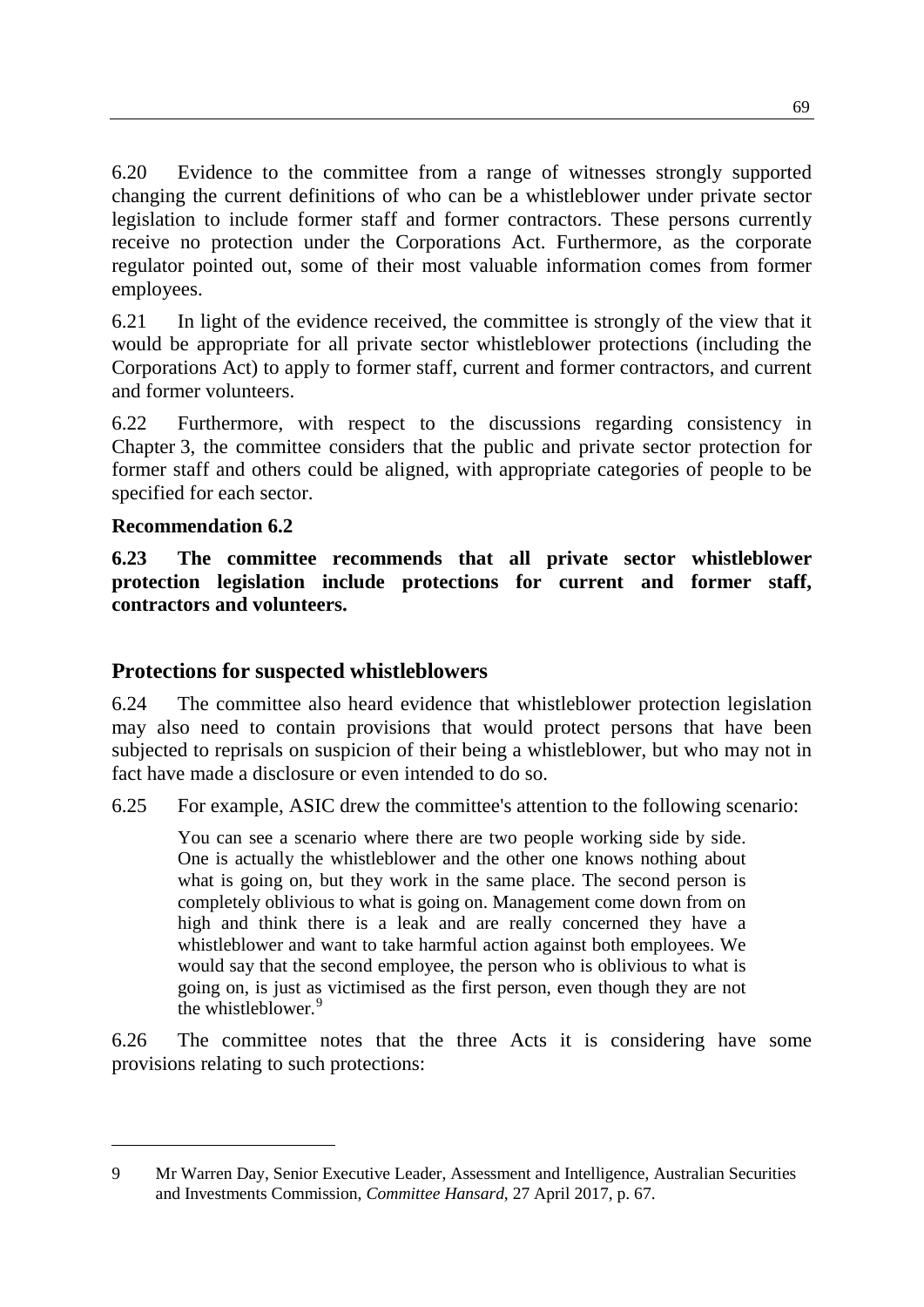6.20 Evidence to the committee from a range of witnesses strongly supported changing the current definitions of who can be a whistleblower under private sector legislation to include former staff and former contractors. These persons currently receive no protection under the Corporations Act. Furthermore, as the corporate regulator pointed out, some of their most valuable information comes from former employees.

6.21 In light of the evidence received, the committee is strongly of the view that it would be appropriate for all private sector whistleblower protections (including the Corporations Act) to apply to former staff, current and former contractors, and current and former volunteers.

6.22 Furthermore, with respect to the discussions regarding consistency in Chapter 3, the committee considers that the public and private sector protection for former staff and others could be aligned, with appropriate categories of people to be specified for each sector.

**Recommendation 6.2**

**6.23 The committee recommends that all private sector whistleblower protection legislation include protections for current and former staff, contractors and volunteers.**

## Protections for suspected whistleblowers

6.24 The committee also heard evidence that whistleblower protection legislation may also need to contain provisions that would protect persons that have been subjected to reprisals on suspicion of their being a whistleblower, but who may not in fact have made a disclosure or even intended to do so.

6.25 For example, ASIC drew the committee's attention to the following scenario:

> You can see a scenario where there are two people working side by side. One is actually the whistleblower and the other one knows nothing about what is going on, but they work in the same place. The second person is completely oblivious to what is going on. Management come down from on high and think there is a leak and are really concerned they have a whistleblower and want to take harmful action against both employees. We would say that the second employee, the person who is oblivious to what is going on, is just as victimised as the first person, even though they are not the whistleblower.[9]

6.26 The committee notes that the three Acts it is considering have some provisions relating to such protections:

---

9 Mr Warren Day, Senior Executive Leader, Assessment and Intelligence, Australian Securities and Investments Commission, *Committee Hansard*, 27 April 2017, p. 67.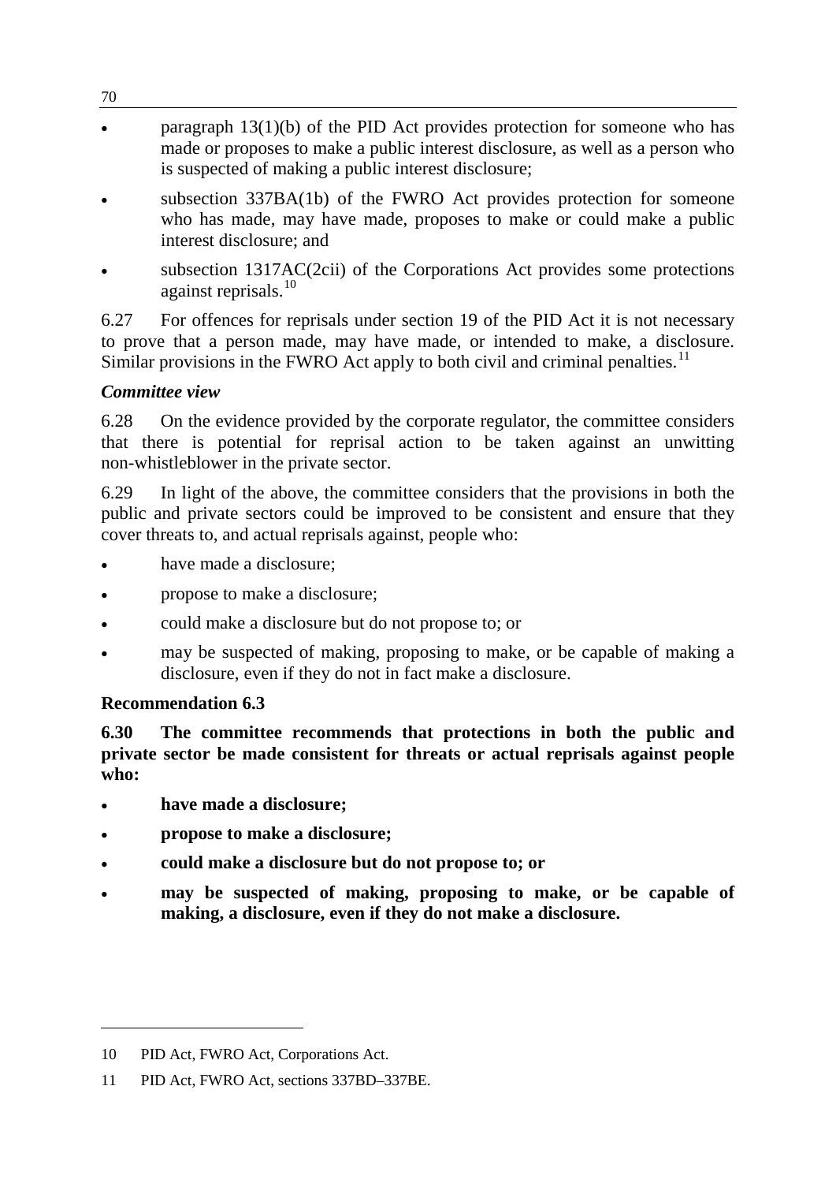- paragraph 13(1)(b) of the PID Act provides protection for someone who has made or proposes to make a public interest disclosure, as well as a person who is suspected of making a public interest disclosure;
- subsection 337BA(1b) of the FWRO Act provides protection for someone who has made, may have made, proposes to make or could make a public interest disclosure; and
- subsection 1317AC(2cii) of the Corporations Act provides some protections against reprisals.[10]

6.27 For offences for reprisals under section 19 of the PID Act it is not necessary to prove that a person made, may have made, or intended to make, a disclosure. Similar provisions in the FWRO Act apply to both civil and criminal penalties.[11]

### *Committee view*

6.28 On the evidence provided by the corporate regulator, the committee considers that there is potential for reprisal action to be taken against an unwitting non-whistleblower in the private sector.

6.29 In light of the above, the committee considers that the provisions in both the public and private sectors could be improved to be consistent and ensure that they cover threats to, and actual reprisals against, people who:

- have made a disclosure;
- propose to make a disclosure;
- could make a disclosure but do not propose to; or
- may be suspected of making, proposing to make, or be capable of making a disclosure, even if they do not in fact make a disclosure.

### Recommendation 6.3

**6.30 The committee recommends that protections in both the public and private sector be made consistent for threats or actual reprisals against people who:**

- **have made a disclosure;**
- **propose to make a disclosure;**
- **could make a disclosure but do not propose to; or**
- **may be suspected of making, proposing to make, or be capable of making, a disclosure, even if they do not make a disclosure.**

---

10 PID Act, FWRO Act, Corporations Act.

11 PID Act, FWRO Act, sections 337BD–337BE.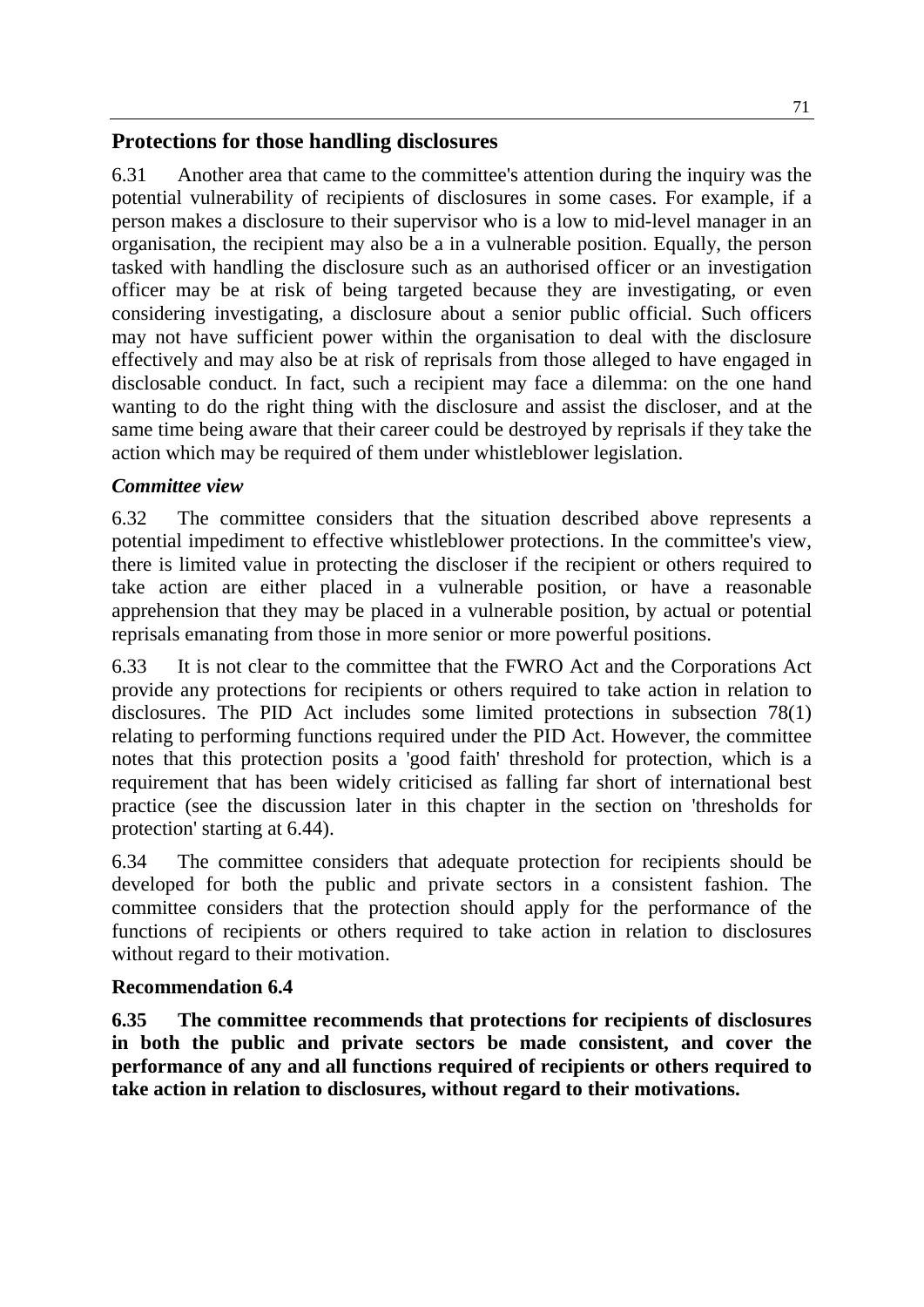## Protections for those handling disclosures

6.31 Another area that came to the committee's attention during the inquiry was the potential vulnerability of recipients of disclosures in some cases. For example, if a person makes a disclosure to their supervisor who is a low to mid-level manager in an organisation, the recipient may also be a in a vulnerable position. Equally, the person tasked with handling the disclosure such as an authorised officer or an investigation officer may be at risk of being targeted because they are investigating, or even considering investigating, a disclosure about a senior public official. Such officers may not have sufficient power within the organisation to deal with the disclosure effectively and may also be at risk of reprisals from those alleged to have engaged in disclosable conduct. In fact, such a recipient may face a dilemma: on the one hand wanting to do the right thing with the disclosure and assist the discloser, and at the same time being aware that their career could be destroyed by reprisals if they take the action which may be required of them under whistleblower legislation.

### *Committee view*

6.32 The committee considers that the situation described above represents a potential impediment to effective whistleblower protections. In the committee's view, there is limited value in protecting the discloser if the recipient or others required to take action are either placed in a vulnerable position, or have a reasonable apprehension that they may be placed in a vulnerable position, by actual or potential reprisals emanating from those in more senior or more powerful positions.

6.33 It is not clear to the committee that the FWRO Act and the Corporations Act provide any protections for recipients or others required to take action in relation to disclosures. The PID Act includes some limited protections in subsection 78(1) relating to performing functions required under the PID Act. However, the committee notes that this protection posits a 'good faith' threshold for protection, which is a requirement that has been widely criticised as falling far short of international best practice (see the discussion later in this chapter in the section on 'thresholds for protection' starting at 6.44).

6.34 The committee considers that adequate protection for recipients should be developed for both the public and private sectors in a consistent fashion. The committee considers that the protection should apply for the performance of the functions of recipients or others required to take action in relation to disclosures without regard to their motivation.

### Recommendation 6.4

**6.35 The committee recommends that protections for recipients of disclosures in both the public and private sectors be made consistent, and cover the performance of any and all functions required of recipients or others required to take action in relation to disclosures, without regard to their motivations.**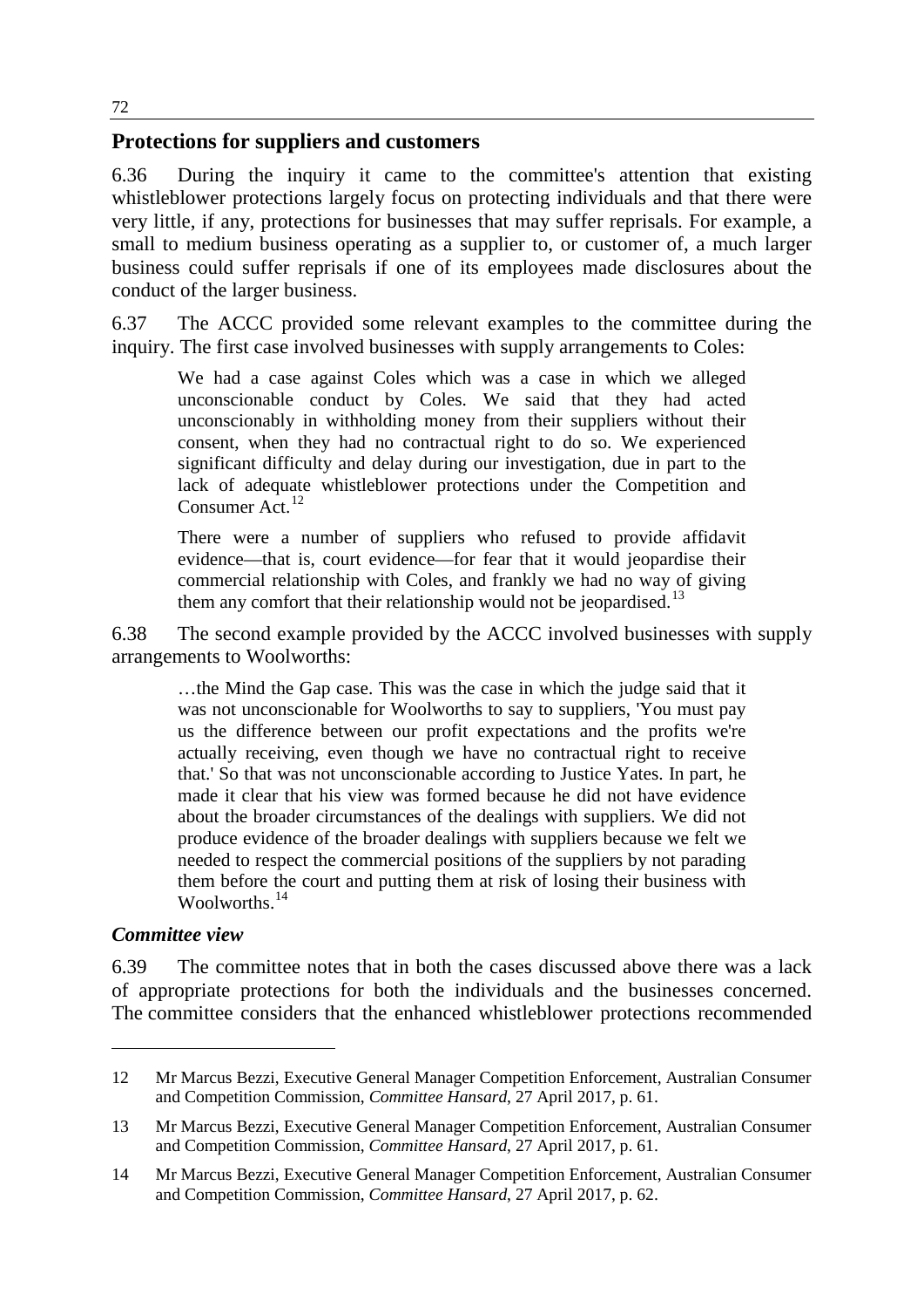## Protections for suppliers and customers

6.36 During the inquiry it came to the committee's attention that existing whistleblower protections largely focus on protecting individuals and that there were very little, if any, protections for businesses that may suffer reprisals. For example, a small to medium business operating as a supplier to, or customer of, a much larger business could suffer reprisals if one of its employees made disclosures about the conduct of the larger business.

6.37 The ACCC provided some relevant examples to the committee during the inquiry. The first case involved businesses with supply arrangements to Coles:

> We had a case against Coles which was a case in which we alleged unconscionable conduct by Coles. We said that they had acted unconscionably in withholding money from their suppliers without their consent, when they had no contractual right to do so. We experienced significant difficulty and delay during our investigation, due in part to the lack of adequate whistleblower protections under the Competition and Consumer Act.[12]
>
> There were a number of suppliers who refused to provide affidavit evidence—that is, court evidence—for fear that it would jeopardise their commercial relationship with Coles, and frankly we had no way of giving them any comfort that their relationship would not be jeopardised.[13]

6.38 The second example provided by the ACCC involved businesses with supply arrangements to Woolworths:

> …the Mind the Gap case. This was the case in which the judge said that it was not unconscionable for Woolworths to say to suppliers, 'You must pay us the difference between our profit expectations and the profits we're actually receiving, even though we have no contractual right to receive that.' So that was not unconscionable according to Justice Yates. In part, he made it clear that his view was formed because he did not have evidence about the broader circumstances of the dealings with suppliers. We did not produce evidence of the broader dealings with suppliers because we felt we needed to respect the commercial positions of the suppliers by not parading them before the court and putting them at risk of losing their business with Woolworths.[14]

### *Committee view*

6.39 The committee notes that in both the cases discussed above there was a lack of appropriate protections for both the individuals and the businesses concerned. The committee considers that the enhanced whistleblower protections recommended

---

12 Mr Marcus Bezzi, Executive General Manager Competition Enforcement, Australian Consumer and Competition Commission, *Committee Hansard*, 27 April 2017, p. 61.

13 Mr Marcus Bezzi, Executive General Manager Competition Enforcement, Australian Consumer and Competition Commission, *Committee Hansard*, 27 April 2017, p. 61.

14 Mr Marcus Bezzi, Executive General Manager Competition Enforcement, Australian Consumer and Competition Commission, *Committee Hansard*, 27 April 2017, p. 62.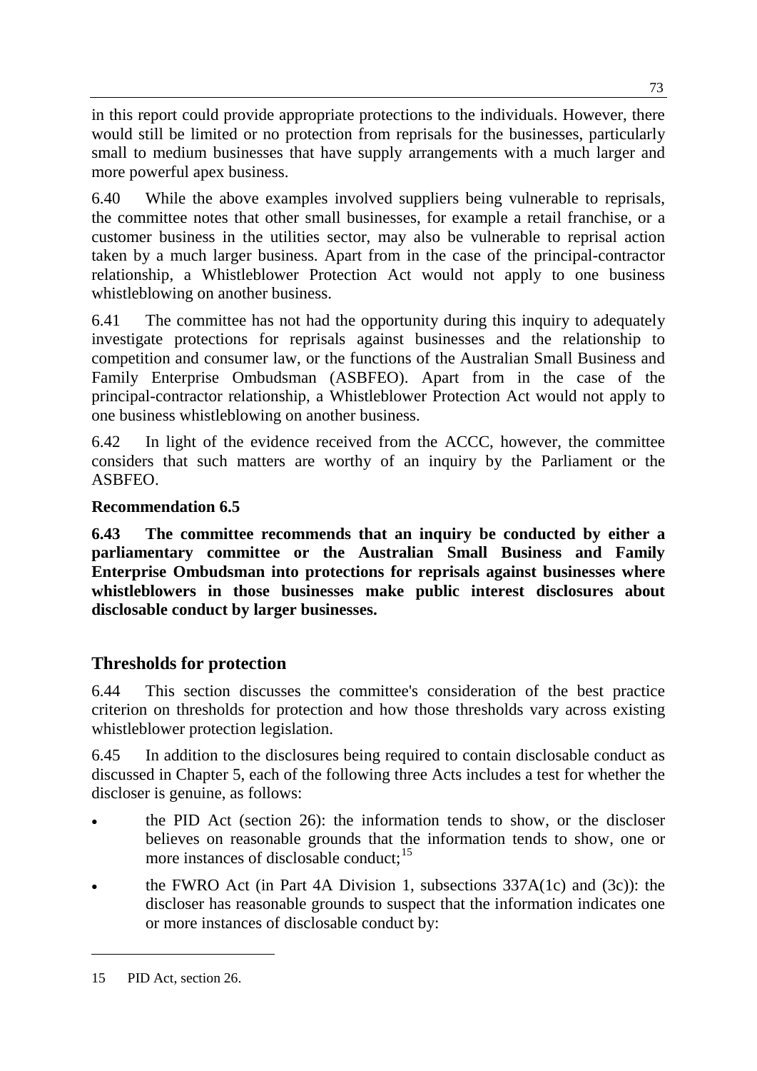in this report could provide appropriate protections to the individuals. However, there would still be limited or no protection from reprisals for the businesses, particularly small to medium businesses that have supply arrangements with a much larger and more powerful apex business.

6.40 While the above examples involved suppliers being vulnerable to reprisals, the committee notes that other small businesses, for example a retail franchise, or a customer business in the utilities sector, may also be vulnerable to reprisal action taken by a much larger business. Apart from in the case of the principal-contractor relationship, a Whistleblower Protection Act would not apply to one business whistleblowing on another business.

6.41 The committee has not had the opportunity during this inquiry to adequately investigate protections for reprisals against businesses and the relationship to competition and consumer law, or the functions of the Australian Small Business and Family Enterprise Ombudsman (ASBFEO). Apart from in the case of the principal-contractor relationship, a Whistleblower Protection Act would not apply to one business whistleblowing on another business.

6.42 In light of the evidence received from the ACCC, however, the committee considers that such matters are worthy of an inquiry by the Parliament or the ASBFEO.

**Recommendation 6.5**

**6.43 The committee recommends that an inquiry be conducted by either a parliamentary committee or the Australian Small Business and Family Enterprise Ombudsman into protections for reprisals against businesses where whistleblowers in those businesses make public interest disclosures about disclosable conduct by larger businesses.**

## Thresholds for protection

6.44 This section discusses the committee's consideration of the best practice criterion on thresholds for protection and how those thresholds vary across existing whistleblower protection legislation.

6.45 In addition to the disclosures being required to contain disclosable conduct as discussed in Chapter 5, each of the following three Acts includes a test for whether the discloser is genuine, as follows:

- the PID Act (section 26): the information tends to show, or the discloser believes on reasonable grounds that the information tends to show, one or more instances of disclosable conduct;[15]
- the FWRO Act (in Part 4A Division 1, subsections 337A(1c) and (3c)): the discloser has reasonable grounds to suspect that the information indicates one or more instances of disclosable conduct by:

---

15 PID Act, section 26.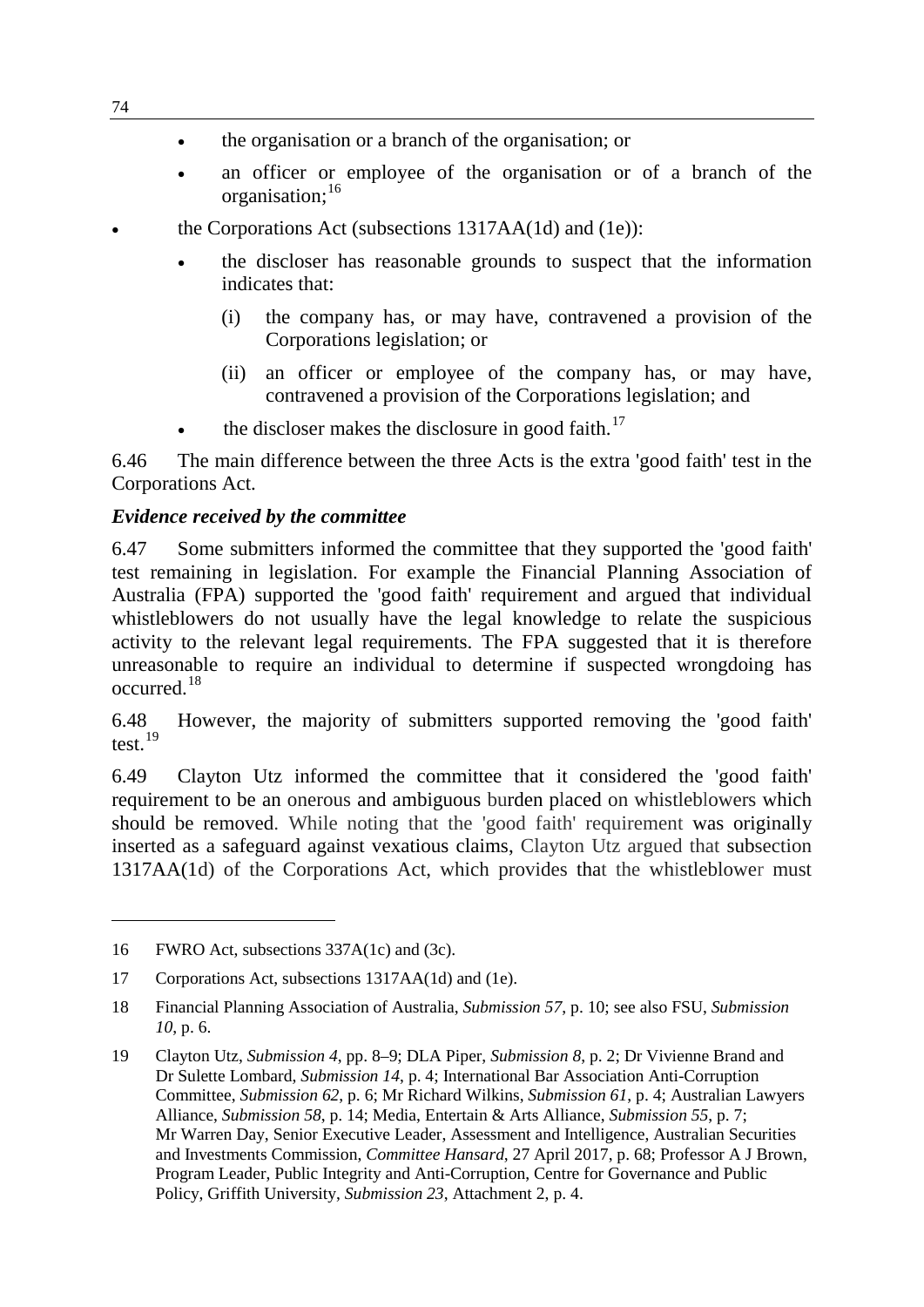- the organisation or a branch of the organisation; or
- an officer or employee of the organisation or of a branch of the organisation;[16]

- the Corporations Act (subsections 1317AA(1d) and (1e)):
  - the discloser has reasonable grounds to suspect that the information indicates that:
    - (i) the company has, or may have, contravened a provision of the Corporations legislation; or
    - (ii) an officer or employee of the company has, or may have, contravened a provision of the Corporations legislation; and
  - the discloser makes the disclosure in good faith.[17]

6.46 The main difference between the three Acts is the extra 'good faith' test in the Corporations Act.

### *Evidence received by the committee*

6.47 Some submitters informed the committee that they supported the 'good faith' test remaining in legislation. For example the Financial Planning Association of Australia (FPA) supported the 'good faith' requirement and argued that individual whistleblowers do not usually have the legal knowledge to relate the suspicious activity to the relevant legal requirements. The FPA suggested that it is therefore unreasonable to require an individual to determine if suspected wrongdoing has occurred.[18]

6.48 However, the majority of submitters supported removing the 'good faith' test.[19]

6.49 Clayton Utz informed the committee that it considered the 'good faith' requirement to be an onerous and ambiguous burden placed on whistleblowers which should be removed. While noting that the 'good faith' requirement was originally inserted as a safeguard against vexatious claims, Clayton Utz argued that subsection 1317AA(1d) of the Corporations Act, which provides that the whistleblower must

---

16 FWRO Act, subsections 337A(1c) and (3c).

17 Corporations Act, subsections 1317AA(1d) and (1e).

18 Financial Planning Association of Australia, *Submission 57*, p. 10; see also FSU, *Submission 10*, p. 6.

19 Clayton Utz, *Submission 4*, pp. 8–9; DLA Piper, *Submission 8*, p. 2; Dr Vivienne Brand and Dr Sulette Lombard, *Submission 14*, p. 4; International Bar Association Anti-Corruption Committee, *Submission 62*, p. 6; Mr Richard Wilkins, *Submission 61*, p. 4; Australian Lawyers Alliance, *Submission 58*, p. 14; Media, Entertain & Arts Alliance, *Submission 55*, p. 7; Mr Warren Day, Senior Executive Leader, Assessment and Intelligence, Australian Securities and Investments Commission, *Committee Hansard*, 27 April 2017, p. 68; Professor A J Brown, Program Leader, Public Integrity and Anti-Corruption, Centre for Governance and Public Policy, Griffith University, *Submission 23*, Attachment 2, p. 4.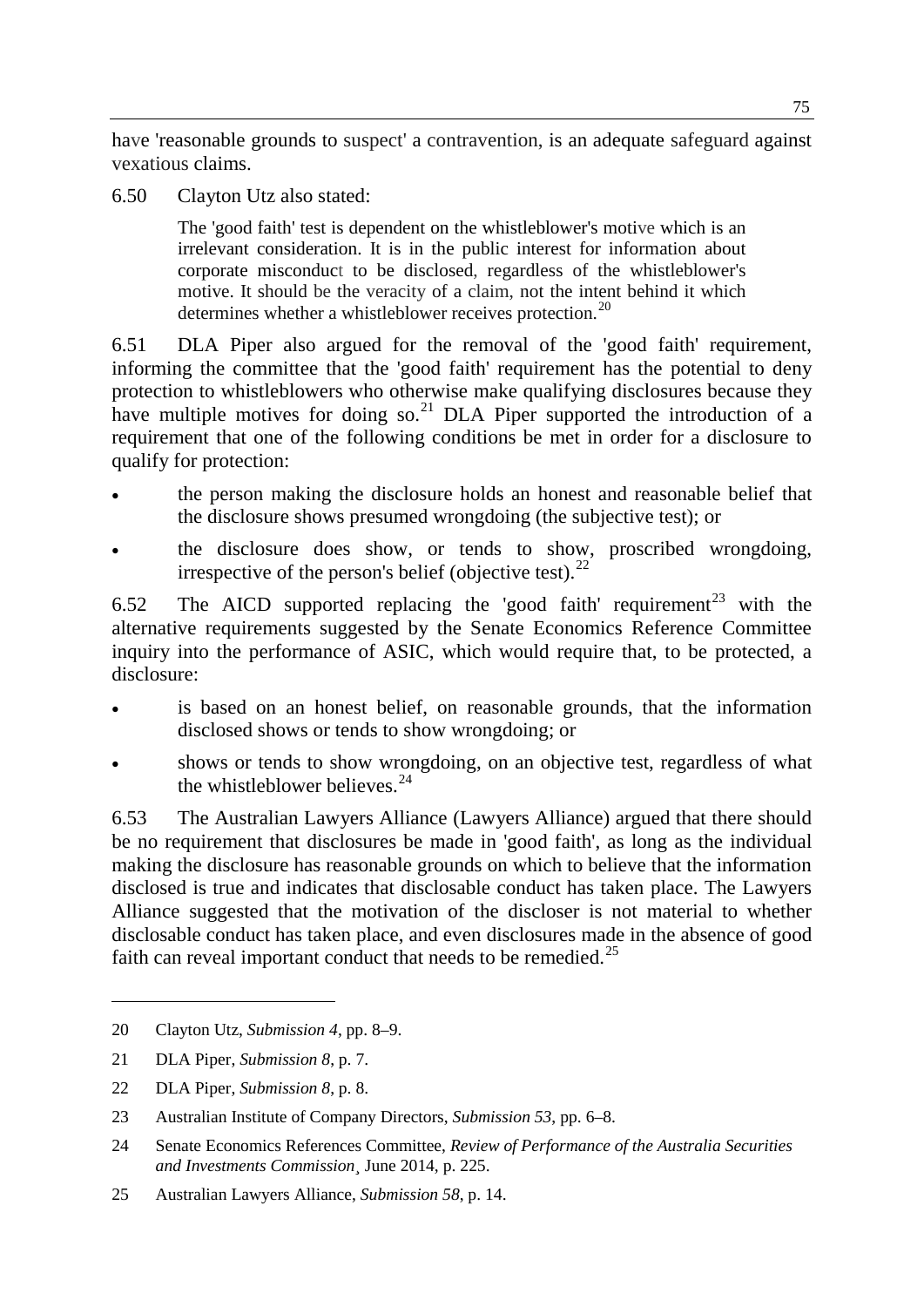have 'reasonable grounds to suspect' a contravention, is an adequate safeguard against vexatious claims.

6.50 Clayton Utz also stated:

> The 'good faith' test is dependent on the whistleblower's motive which is an irrelevant consideration. It is in the public interest for information about corporate misconduct to be disclosed, regardless of the whistleblower's motive. It should be the veracity of a claim, not the intent behind it which determines whether a whistleblower receives protection.[20]

6.51 DLA Piper also argued for the removal of the 'good faith' requirement, informing the committee that the 'good faith' requirement has the potential to deny protection to whistleblowers who otherwise make qualifying disclosures because they have multiple motives for doing so.[21] DLA Piper supported the introduction of a requirement that one of the following conditions be met in order for a disclosure to qualify for protection:

- the person making the disclosure holds an honest and reasonable belief that the disclosure shows presumed wrongdoing (the subjective test); or
- the disclosure does show, or tends to show, proscribed wrongdoing, irrespective of the person's belief (objective test).[22]

6.52 The AICD supported replacing the 'good faith' requirement[23] with the alternative requirements suggested by the Senate Economics Reference Committee inquiry into the performance of ASIC, which would require that, to be protected, a disclosure:

- is based on an honest belief, on reasonable grounds, that the information disclosed shows or tends to show wrongdoing; or
- shows or tends to show wrongdoing, on an objective test, regardless of what the whistleblower believes.[24]

6.53 The Australian Lawyers Alliance (Lawyers Alliance) argued that there should be no requirement that disclosures be made in 'good faith', as long as the individual making the disclosure has reasonable grounds on which to believe that the information disclosed is true and indicates that disclosable conduct has taken place. The Lawyers Alliance suggested that the motivation of the discloser is not material to whether disclosable conduct has taken place, and even disclosures made in the absence of good faith can reveal important conduct that needs to be remedied.[25]

---

20 Clayton Utz, *Submission 4*, pp. 8–9.

21 DLA Piper, *Submission 8*, p. 7.

22 DLA Piper, *Submission 8*, p. 8.

23 Australian Institute of Company Directors, *Submission 53*, pp. 6–8.

24 Senate Economics References Committee, *Review of Performance of the Australia Securities and Investments Commission*¸ June 2014, p. 225.

25 Australian Lawyers Alliance, *Submission 58*, p. 14.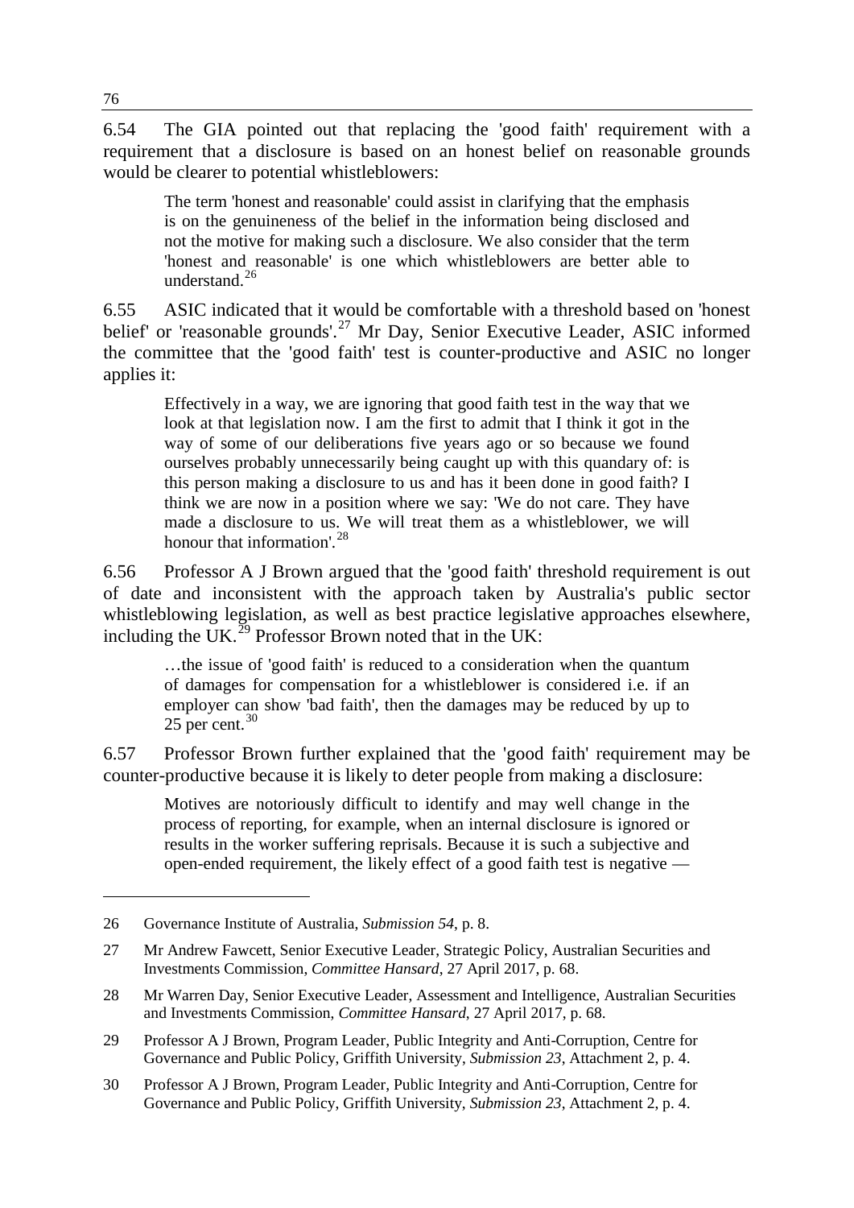6.54 The GIA pointed out that replacing the 'good faith' requirement with a requirement that a disclosure is based on an honest belief on reasonable grounds would be clearer to potential whistleblowers:

> The term 'honest and reasonable' could assist in clarifying that the emphasis is on the genuineness of the belief in the information being disclosed and not the motive for making such a disclosure. We also consider that the term 'honest and reasonable' is one which whistleblowers are better able to understand.[26]

6.55 ASIC indicated that it would be comfortable with a threshold based on 'honest belief' or 'reasonable grounds'.[27] Mr Day, Senior Executive Leader, ASIC informed the committee that the 'good faith' test is counter-productive and ASIC no longer applies it:

> Effectively in a way, we are ignoring that good faith test in the way that we look at that legislation now. I am the first to admit that I think it got in the way of some of our deliberations five years ago or so because we found ourselves probably unnecessarily being caught up with this quandary of: is this person making a disclosure to us and has it been done in good faith? I think we are now in a position where we say: 'We do not care. They have made a disclosure to us. We will treat them as a whistleblower, we will honour that information'.[28]

6.56 Professor A J Brown argued that the 'good faith' threshold requirement is out of date and inconsistent with the approach taken by Australia's public sector whistleblowing legislation, as well as best practice legislative approaches elsewhere, including the UK.[29] Professor Brown noted that in the UK:

> …the issue of 'good faith' is reduced to a consideration when the quantum of damages for compensation for a whistleblower is considered i.e. if an employer can show 'bad faith', then the damages may be reduced by up to 25 per cent.[30]

6.57 Professor Brown further explained that the 'good faith' requirement may be counter-productive because it is likely to deter people from making a disclosure:

> Motives are notoriously difficult to identify and may well change in the process of reporting, for example, when an internal disclosure is ignored or results in the worker suffering reprisals. Because it is such a subjective and open-ended requirement, the likely effect of a good faith test is negative —

---

26 Governance Institute of Australia, *Submission 54*, p. 8.

27 Mr Andrew Fawcett, Senior Executive Leader, Strategic Policy, Australian Securities and Investments Commission, *Committee Hansard*, 27 April 2017, p. 68.

28 Mr Warren Day, Senior Executive Leader, Assessment and Intelligence, Australian Securities and Investments Commission, *Committee Hansard*, 27 April 2017, p. 68.

29 Professor A J Brown, Program Leader, Public Integrity and Anti-Corruption, Centre for Governance and Public Policy, Griffith University, *Submission 23*, Attachment 2, p. 4.

30 Professor A J Brown, Program Leader, Public Integrity and Anti-Corruption, Centre for Governance and Public Policy, Griffith University, *Submission 23*, Attachment 2, p. 4.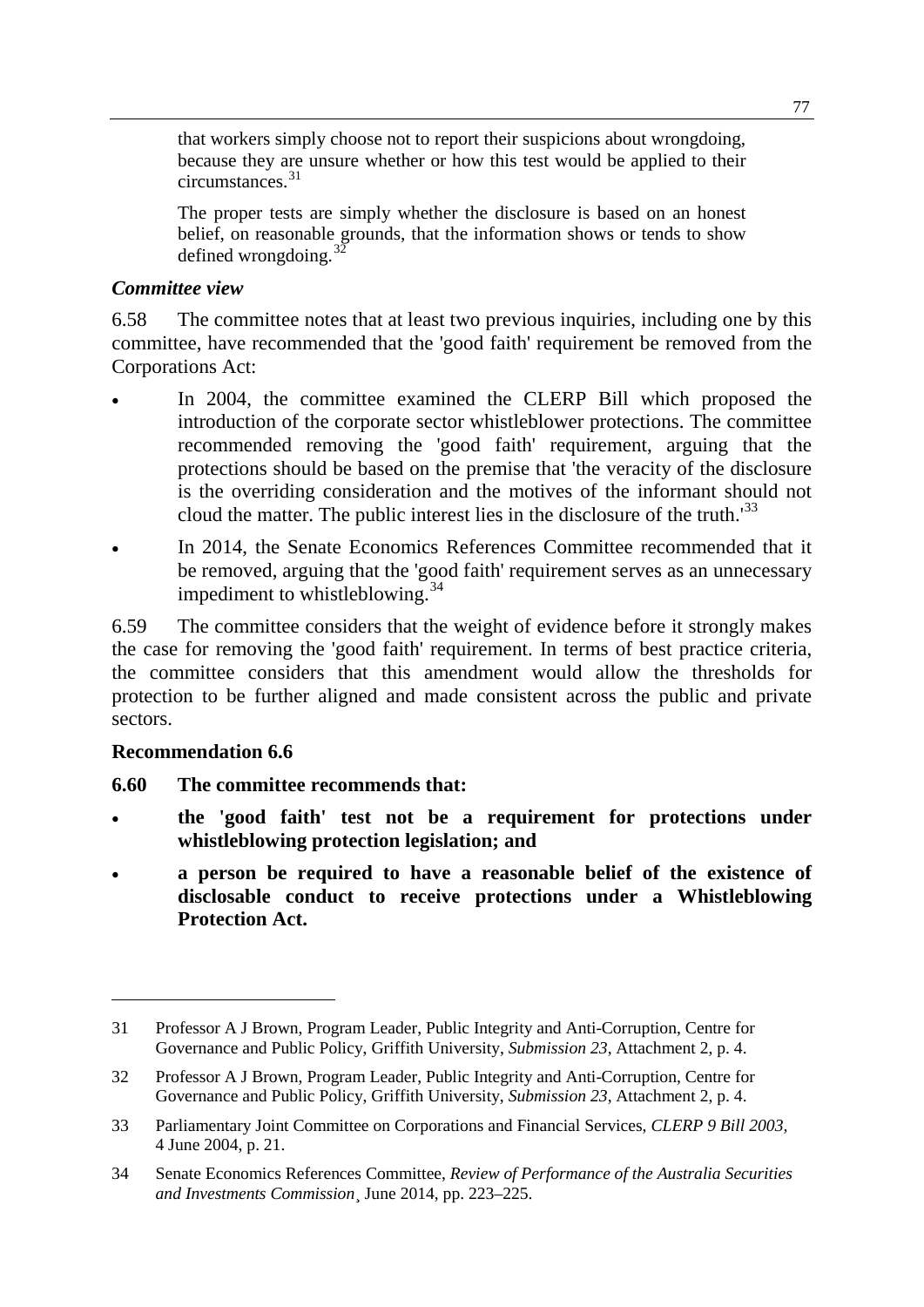> that workers simply choose not to report their suspicions about wrongdoing, because they are unsure whether or how this test would be applied to their circumstances.[31]
>
> The proper tests are simply whether the disclosure is based on an honest belief, on reasonable grounds, that the information shows or tends to show defined wrongdoing.[32]

### *Committee view*

6.58 The committee notes that at least two previous inquiries, including one by this committee, have recommended that the 'good faith' requirement be removed from the Corporations Act:

- In 2004, the committee examined the CLERP Bill which proposed the introduction of the corporate sector whistleblower protections. The committee recommended removing the 'good faith' requirement, arguing that the protections should be based on the premise that 'the veracity of the disclosure is the overriding consideration and the motives of the informant should not cloud the matter. The public interest lies in the disclosure of the truth.'[33]
- In 2014, the Senate Economics References Committee recommended that it be removed, arguing that the 'good faith' requirement serves as an unnecessary impediment to whistleblowing.[34]

6.59 The committee considers that the weight of evidence before it strongly makes the case for removing the 'good faith' requirement. In terms of best practice criteria, the committee considers that this amendment would allow the thresholds for protection to be further aligned and made consistent across the public and private sectors.

### Recommendation 6.6

**6.60 The committee recommends that:**

- **the 'good faith' test not be a requirement for protections under whistleblowing protection legislation; and**
- **a person be required to have a reasonable belief of the existence of disclosable conduct to receive protections under a Whistleblowing Protection Act.**

---

31 Professor A J Brown, Program Leader, Public Integrity and Anti-Corruption, Centre for Governance and Public Policy, Griffith University, *Submission 23*, Attachment 2, p. 4.

32 Professor A J Brown, Program Leader, Public Integrity and Anti-Corruption, Centre for Governance and Public Policy, Griffith University, *Submission 23*, Attachment 2, p. 4.

33 Parliamentary Joint Committee on Corporations and Financial Services, *CLERP 9 Bill 2003*, 4 June 2004, p. 21.

34 Senate Economics References Committee, *Review of Performance of the Australia Securities and Investments Commission*¸ June 2014, pp. 223–225.